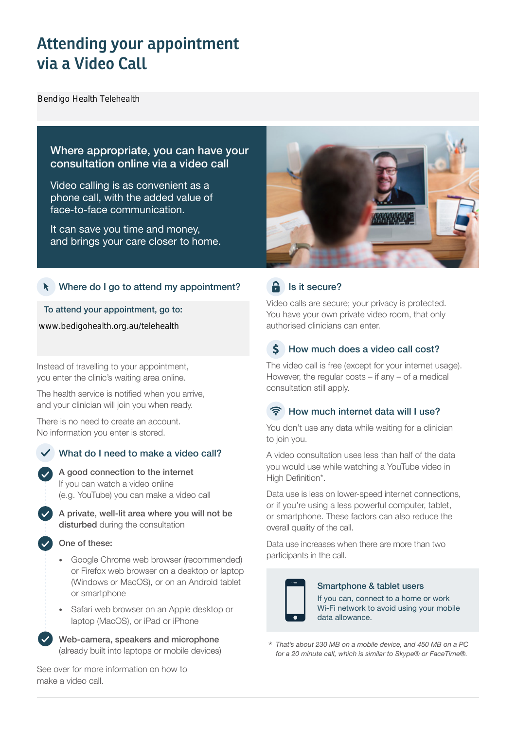# Attending your appointment via a Video Call

Bendigo Health Telehealth

**Where appropriate, you can have your consultation online via a video call**

Video calling is as convenient as a phone call, with the added value of face-to-face communication.

It can save you time and money, and brings your care closer to home.

## Where do I go to attend my appointment?

**To attend your appointment, go to:**

www.bedigohealth.org.au/telehealth

Instead of travelling to your appointment, you enter the clinic's waiting area online.

The health service is notified when you arrive, and your clinician will join you when ready.

There is no need to create an account. No information you enter is stored.

## What do I need to make a video call?

- **A good connection to the internet**
  If you can watch a video online (e.g. YouTube) you can make a video call
- **A private, well-lit area where you will not be disturbed** during the consultation
- **One of these:**
  - Google Chrome web browser (recommended) or Firefox web browser on a desktop or laptop (Windows or MacOS), or on an Android tablet or smartphone
  - Safari web browser on an Apple desktop or laptop (MacOS), or iPad or iPhone
- **Web-camera, speakers and microphone** (already built into laptops or mobile devices)

See over for more information on how to make a video call.

## Is it secure?

Video calls are secure; your privacy is protected. You have your own private video room, that only authorised clinicians can enter.

## How much does a video call cost?

The video call is free (except for your internet usage). However, the regular costs – if any – of a medical consultation still apply.

## How much internet data will I use?

You don't use any data while waiting for a clinician to join you.

A video consultation uses less than half of the data you would use while watching a YouTube video in High Definition*.

Data use is less on lower-speed internet connections, or if you're using a less powerful computer, tablet, or smartphone. These factors can also reduce the overall quality of the call.

Data use increases when there are more than two participants in the call.

**Smartphone & tablet users**

If you can, connect to a home or work Wi-Fi network to avoid using your mobile data allowance.

*\* That's about 230 MB on a mobile device, and 450 MB on a PC for a 20 minute call, which is similar to Skype® or FaceTime®.*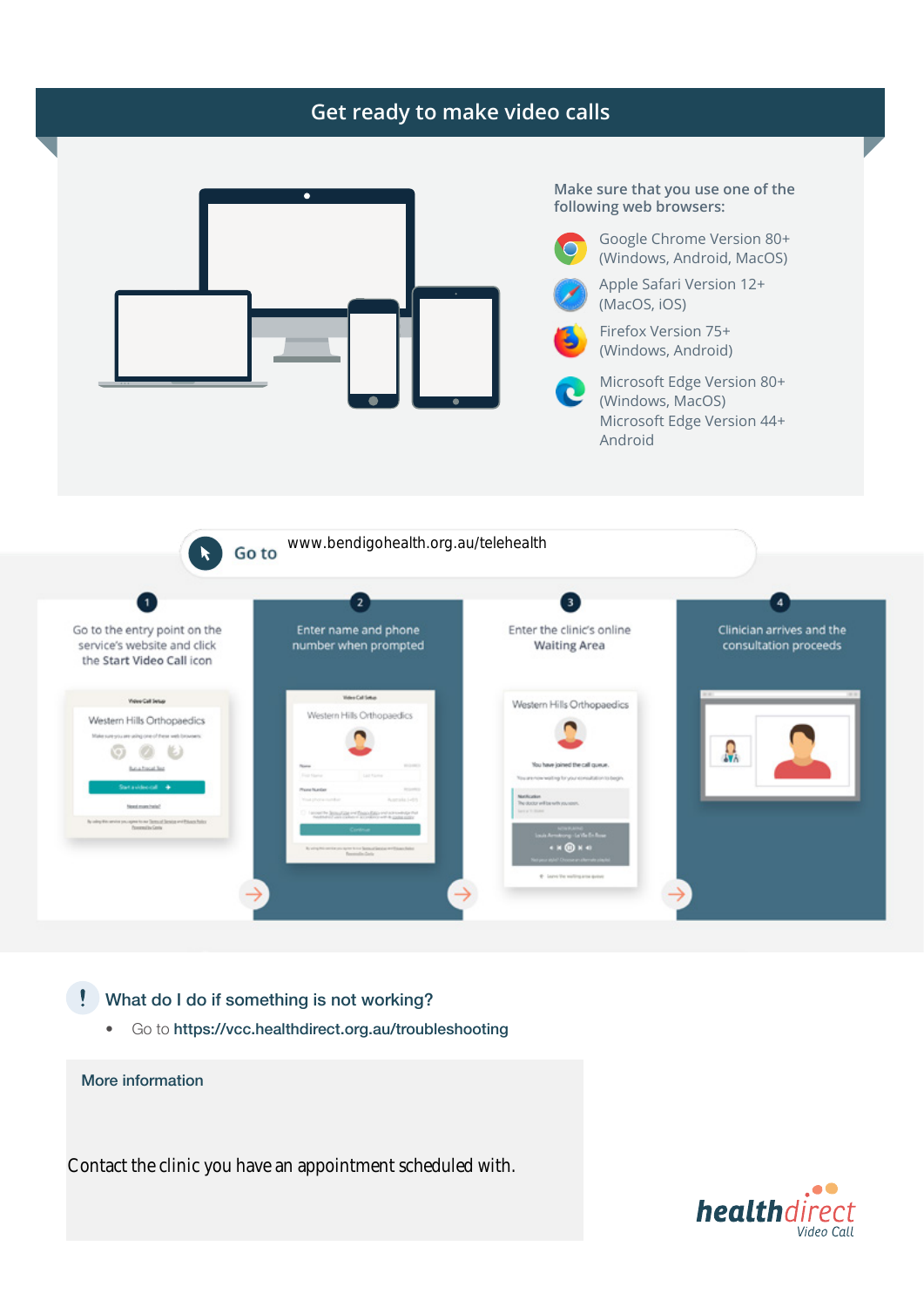## Get ready to make video calls

Make sure that you use one of the following web browsers:

- Google Chrome Version 80+ (Windows, Android, MacOS)
- Apple Safari Version 12+ (MacOS, iOS)
- Firefox Version 75+ (Windows, Android)
- Microsoft Edge Version 80+ (Windows, MacOS)
  Microsoft Edge Version 44+ Android

Go to www.bendigohealth.org.au/telehealth

1. Go to the entry point on the service's website and click the **Start Video Call** icon
2. Enter name and phone number when prompted
3. Enter the clinic's online **Waiting Area**
4. Clinician arrives and the consultation proceeds

### What do I do if something is not working?

- Go to **https://vcc.healthdirect.org.au/troubleshooting**

### More information

Contact the clinic you have an appointment scheduled with.

healthdirect Video Call